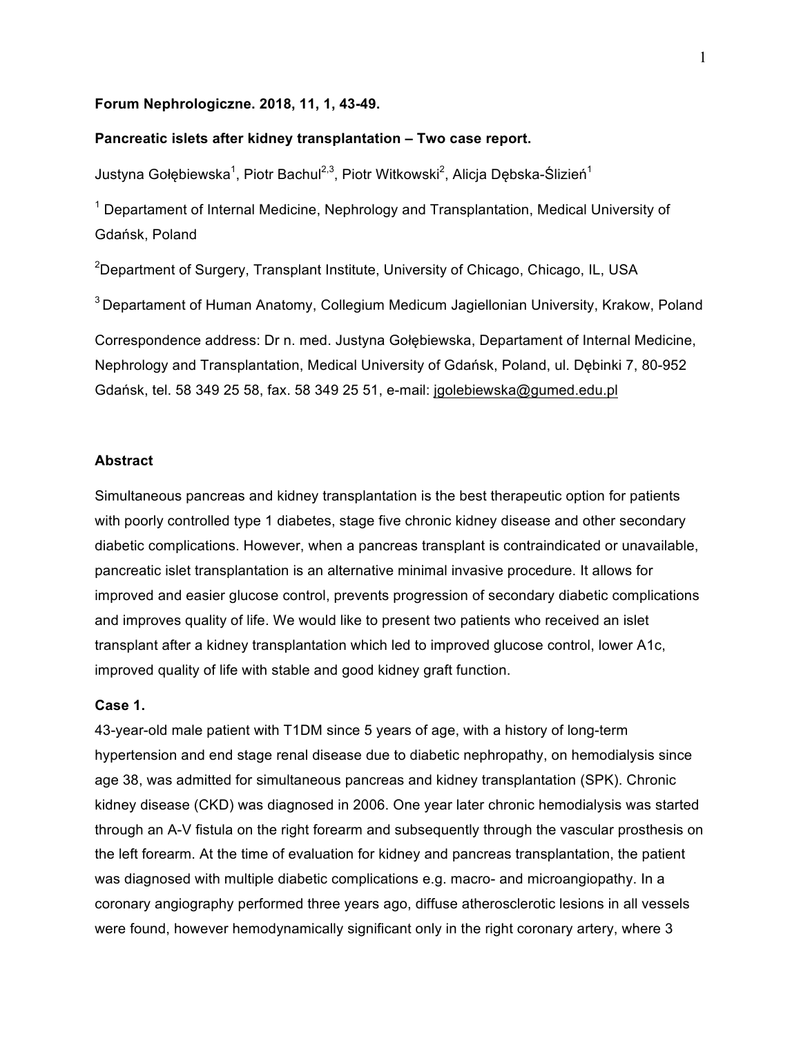**Forum Nephrologiczne. 2018, 11, 1, 43-49.**

# Pancreatic islets after kidney transplantation – Two case report.

Justyna Gołębiewska[1], Piotr Bachul[2,3], Piotr Witkowski[2], Alicja Dębska-Ślizień[1]

[1] Departament of Internal Medicine, Nephrology and Transplantation, Medical University of Gdańsk, Poland

[2] Department of Surgery, Transplant Institute, University of Chicago, Chicago, IL, USA

[3] Departament of Human Anatomy, Collegium Medicum Jagiellonian University, Krakow, Poland

Correspondence address: Dr n. med. Justyna Gołębiewska, Departament of Internal Medicine, Nephrology and Transplantation, Medical University of Gdańsk, Poland, ul. Dębinki 7, 80-952 Gdańsk, tel. 58 349 25 58, fax. 58 349 25 51, e-mail: jgolebiewska@gumed.edu.pl

## Abstract

Simultaneous pancreas and kidney transplantation is the best therapeutic option for patients with poorly controlled type 1 diabetes, stage five chronic kidney disease and other secondary diabetic complications. However, when a pancreas transplant is contraindicated or unavailable, pancreatic islet transplantation is an alternative minimal invasive procedure. It allows for improved and easier glucose control, prevents progression of secondary diabetic complications and improves quality of life. We would like to present two patients who received an islet transplant after a kidney transplantation which led to improved glucose control, lower A1c, improved quality of life with stable and good kidney graft function.

### Case 1.

43-year-old male patient with T1DM since 5 years of age, with a history of long-term hypertension and end stage renal disease due to diabetic nephropathy, on hemodialysis since age 38, was admitted for simultaneous pancreas and kidney transplantation (SPK). Chronic kidney disease (CKD) was diagnosed in 2006. One year later chronic hemodialysis was started through an A-V fistula on the right forearm and subsequently through the vascular prosthesis on the left forearm. At the time of evaluation for kidney and pancreas transplantation, the patient was diagnosed with multiple diabetic complications e.g. macro- and microangiopathy. In a coronary angiography performed three years ago, diffuse atherosclerotic lesions in all vessels were found, however hemodynamically significant only in the right coronary artery, where 3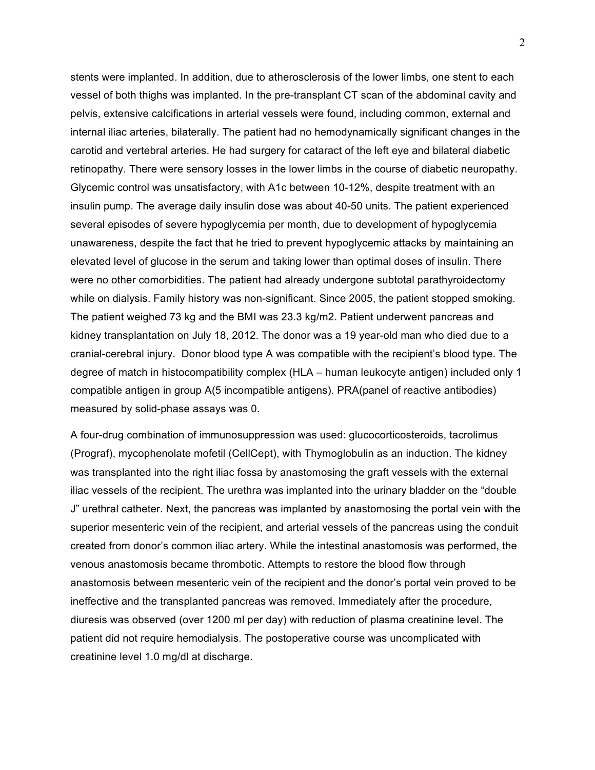stents were implanted. In addition, due to atherosclerosis of the lower limbs, one stent to each vessel of both thighs was implanted. In the pre-transplant CT scan of the abdominal cavity and pelvis, extensive calcifications in arterial vessels were found, including common, external and internal iliac arteries, bilaterally. The patient had no hemodynamically significant changes in the carotid and vertebral arteries. He had surgery for cataract of the left eye and bilateral diabetic retinopathy. There were sensory losses in the lower limbs in the course of diabetic neuropathy. Glycemic control was unsatisfactory, with A1c between 10-12%, despite treatment with an insulin pump. The average daily insulin dose was about 40-50 units. The patient experienced several episodes of severe hypoglycemia per month, due to development of hypoglycemia unawareness, despite the fact that he tried to prevent hypoglycemic attacks by maintaining an elevated level of glucose in the serum and taking lower than optimal doses of insulin. There were no other comorbidities. The patient had already undergone subtotal parathyroidectomy while on dialysis. Family history was non-significant. Since 2005, the patient stopped smoking. The patient weighed 73 kg and the BMI was 23.3 kg/m2. Patient underwent pancreas and kidney transplantation on July 18, 2012. The donor was a 19 year-old man who died due to a cranial-cerebral injury. Donor blood type A was compatible with the recipient's blood type. The degree of match in histocompatibility complex (HLA – human leukocyte antigen) included only 1 compatible antigen in group A(5 incompatible antigens). PRA(panel of reactive antibodies) measured by solid-phase assays was 0.

A four-drug combination of immunosuppression was used: glucocorticosteroids, tacrolimus (Prograf), mycophenolate mofetil (CellCept), with Thymoglobulin as an induction. The kidney was transplanted into the right iliac fossa by anastomosing the graft vessels with the external iliac vessels of the recipient. The urethra was implanted into the urinary bladder on the "double J" urethral catheter. Next, the pancreas was implanted by anastomosing the portal vein with the superior mesenteric vein of the recipient, and arterial vessels of the pancreas using the conduit created from donor's common iliac artery. While the intestinal anastomosis was performed, the venous anastomosis became thrombotic. Attempts to restore the blood flow through anastomosis between mesenteric vein of the recipient and the donor's portal vein proved to be ineffective and the transplanted pancreas was removed. Immediately after the procedure, diuresis was observed (over 1200 ml per day) with reduction of plasma creatinine level. The patient did not require hemodialysis. The postoperative course was uncomplicated with creatinine level 1.0 mg/dl at discharge.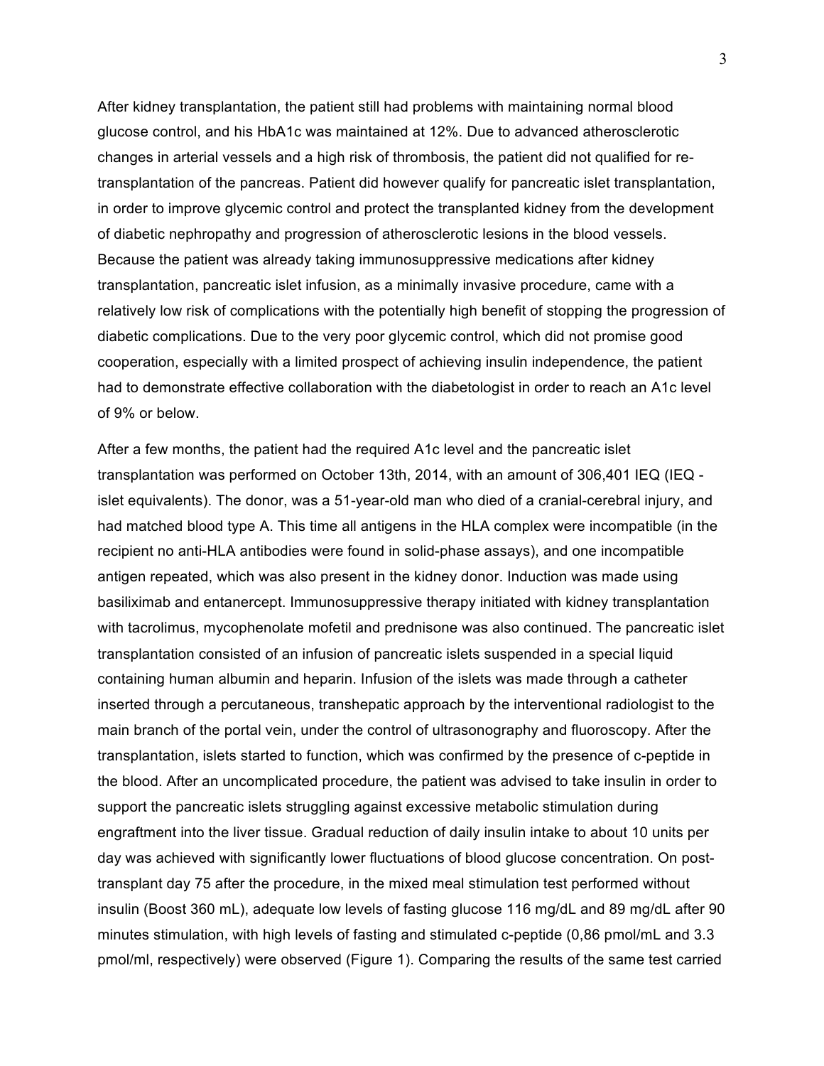After kidney transplantation, the patient still had problems with maintaining normal blood glucose control, and his HbA1c was maintained at 12%. Due to advanced atherosclerotic changes in arterial vessels and a high risk of thrombosis, the patient did not qualified for re-transplantation of the pancreas. Patient did however qualify for pancreatic islet transplantation, in order to improve glycemic control and protect the transplanted kidney from the development of diabetic nephropathy and progression of atherosclerotic lesions in the blood vessels. Because the patient was already taking immunosuppressive medications after kidney transplantation, pancreatic islet infusion, as a minimally invasive procedure, came with a relatively low risk of complications with the potentially high benefit of stopping the progression of diabetic complications. Due to the very poor glycemic control, which did not promise good cooperation, especially with a limited prospect of achieving insulin independence, the patient had to demonstrate effective collaboration with the diabetologist in order to reach an A1c level of 9% or below.

After a few months, the patient had the required A1c level and the pancreatic islet transplantation was performed on October 13th, 2014, with an amount of 306,401 IEQ (IEQ - islet equivalents). The donor, was a 51-year-old man who died of a cranial-cerebral injury, and had matched blood type A. This time all antigens in the HLA complex were incompatible (in the recipient no anti-HLA antibodies were found in solid-phase assays), and one incompatible antigen repeated, which was also present in the kidney donor. Induction was made using basiliximab and entanercept. Immunosuppressive therapy initiated with kidney transplantation with tacrolimus, mycophenolate mofetil and prednisone was also continued. The pancreatic islet transplantation consisted of an infusion of pancreatic islets suspended in a special liquid containing human albumin and heparin. Infusion of the islets was made through a catheter inserted through a percutaneous, transhepatic approach by the interventional radiologist to the main branch of the portal vein, under the control of ultrasonography and fluoroscopy. After the transplantation, islets started to function, which was confirmed by the presence of c-peptide in the blood. After an uncomplicated procedure, the patient was advised to take insulin in order to support the pancreatic islets struggling against excessive metabolic stimulation during engraftment into the liver tissue. Gradual reduction of daily insulin intake to about 10 units per day was achieved with significantly lower fluctuations of blood glucose concentration. On post-transplant day 75 after the procedure, in the mixed meal stimulation test performed without insulin (Boost 360 mL), adequate low levels of fasting glucose 116 mg/dL and 89 mg/dL after 90 minutes stimulation, with high levels of fasting and stimulated c-peptide (0,86 pmol/mL and 3.3 pmol/ml, respectively) were observed (Figure 1). Comparing the results of the same test carried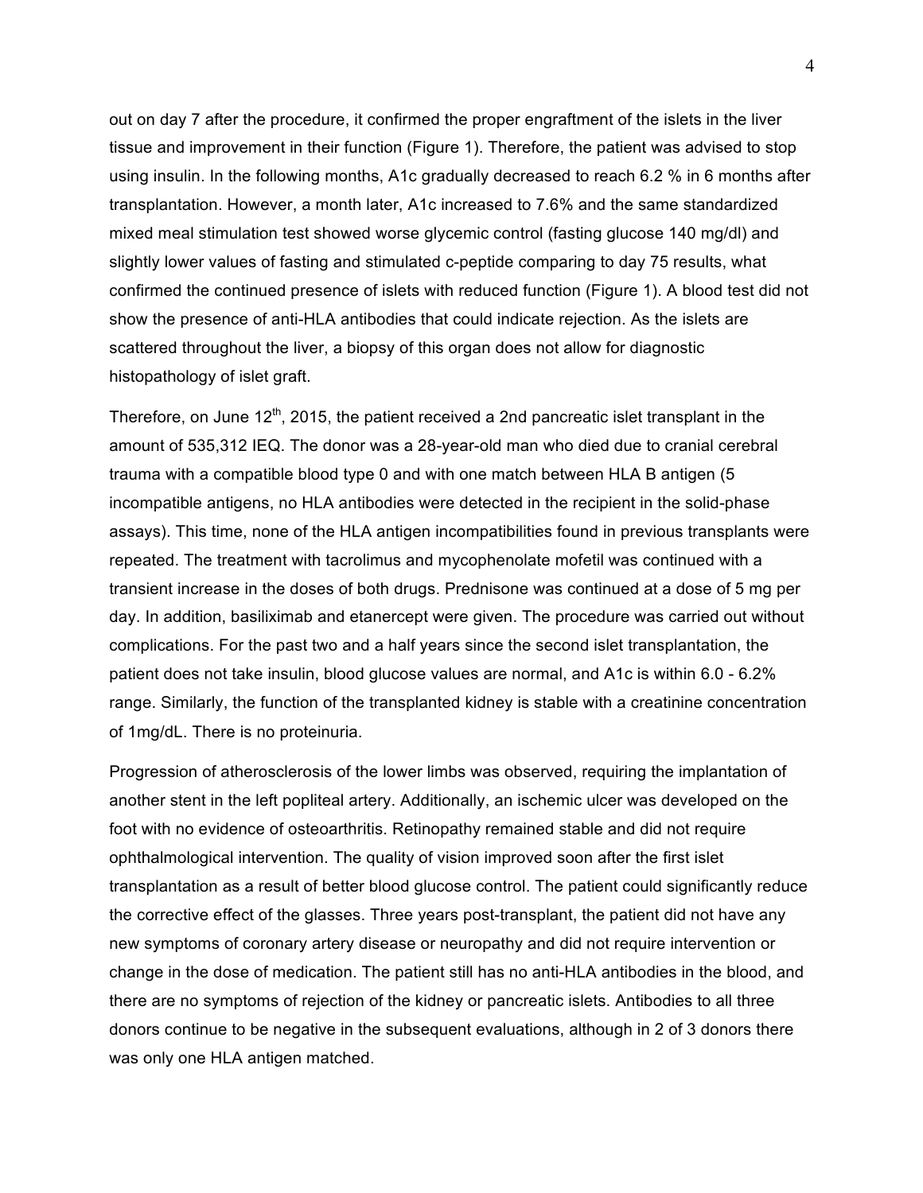out on day 7 after the procedure, it confirmed the proper engraftment of the islets in the liver tissue and improvement in their function (Figure 1). Therefore, the patient was advised to stop using insulin. In the following months, A1c gradually decreased to reach 6.2 % in 6 months after transplantation. However, a month later, A1c increased to 7.6% and the same standardized mixed meal stimulation test showed worse glycemic control (fasting glucose 140 mg/dl) and slightly lower values of fasting and stimulated c-peptide comparing to day 75 results, what confirmed the continued presence of islets with reduced function (Figure 1). A blood test did not show the presence of anti-HLA antibodies that could indicate rejection. As the islets are scattered throughout the liver, a biopsy of this organ does not allow for diagnostic histopathology of islet graft.

Therefore, on June 12th, 2015, the patient received a 2nd pancreatic islet transplant in the amount of 535,312 IEQ. The donor was a 28-year-old man who died due to cranial cerebral trauma with a compatible blood type 0 and with one match between HLA B antigen (5 incompatible antigens, no HLA antibodies were detected in the recipient in the solid-phase assays). This time, none of the HLA antigen incompatibilities found in previous transplants were repeated. The treatment with tacrolimus and mycophenolate mofetil was continued with a transient increase in the doses of both drugs. Prednisone was continued at a dose of 5 mg per day. In addition, basiliximab and etanercept were given. The procedure was carried out without complications. For the past two and a half years since the second islet transplantation, the patient does not take insulin, blood glucose values are normal, and A1c is within 6.0 - 6.2% range. Similarly, the function of the transplanted kidney is stable with a creatinine concentration of 1mg/dL. There is no proteinuria.

Progression of atherosclerosis of the lower limbs was observed, requiring the implantation of another stent in the left popliteal artery. Additionally, an ischemic ulcer was developed on the foot with no evidence of osteoarthritis. Retinopathy remained stable and did not require ophthalmological intervention. The quality of vision improved soon after the first islet transplantation as a result of better blood glucose control. The patient could significantly reduce the corrective effect of the glasses. Three years post-transplant, the patient did not have any new symptoms of coronary artery disease or neuropathy and did not require intervention or change in the dose of medication. The patient still has no anti-HLA antibodies in the blood, and there are no symptoms of rejection of the kidney or pancreatic islets. Antibodies to all three donors continue to be negative in the subsequent evaluations, although in 2 of 3 donors there was only one HLA antigen matched.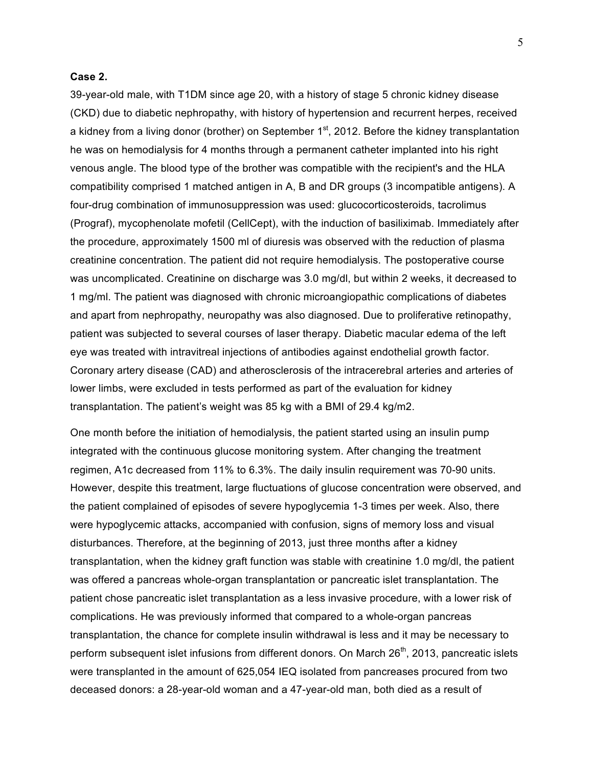**Case 2.**

39-year-old male, with T1DM since age 20, with a history of stage 5 chronic kidney disease (CKD) due to diabetic nephropathy, with history of hypertension and recurrent herpes, received a kidney from a living donor (brother) on September 1st, 2012. Before the kidney transplantation he was on hemodialysis for 4 months through a permanent catheter implanted into his right venous angle. The blood type of the brother was compatible with the recipient's and the HLA compatibility comprised 1 matched antigen in A, B and DR groups (3 incompatible antigens). A four-drug combination of immunosuppression was used: glucocorticosteroids, tacrolimus (Prograf), mycophenolate mofetil (CellCept), with the induction of basiliximab. Immediately after the procedure, approximately 1500 ml of diuresis was observed with the reduction of plasma creatinine concentration. The patient did not require hemodialysis. The postoperative course was uncomplicated. Creatinine on discharge was 3.0 mg/dl, but within 2 weeks, it decreased to 1 mg/ml. The patient was diagnosed with chronic microangiopathic complications of diabetes and apart from nephropathy, neuropathy was also diagnosed. Due to proliferative retinopathy, patient was subjected to several courses of laser therapy. Diabetic macular edema of the left eye was treated with intravitreal injections of antibodies against endothelial growth factor. Coronary artery disease (CAD) and atherosclerosis of the intracerebral arteries and arteries of lower limbs, were excluded in tests performed as part of the evaluation for kidney transplantation. The patient's weight was 85 kg with a BMI of 29.4 kg/m2.

One month before the initiation of hemodialysis, the patient started using an insulin pump integrated with the continuous glucose monitoring system. After changing the treatment regimen, A1c decreased from 11% to 6.3%. The daily insulin requirement was 70-90 units. However, despite this treatment, large fluctuations of glucose concentration were observed, and the patient complained of episodes of severe hypoglycemia 1-3 times per week. Also, there were hypoglycemic attacks, accompanied with confusion, signs of memory loss and visual disturbances. Therefore, at the beginning of 2013, just three months after a kidney transplantation, when the kidney graft function was stable with creatinine 1.0 mg/dl, the patient was offered a pancreas whole-organ transplantation or pancreatic islet transplantation. The patient chose pancreatic islet transplantation as a less invasive procedure, with a lower risk of complications. He was previously informed that compared to a whole-organ pancreas transplantation, the chance for complete insulin withdrawal is less and it may be necessary to perform subsequent islet infusions from different donors. On March 26th, 2013, pancreatic islets were transplanted in the amount of 625,054 IEQ isolated from pancreases procured from two deceased donors: a 28-year-old woman and a 47-year-old man, both died as a result of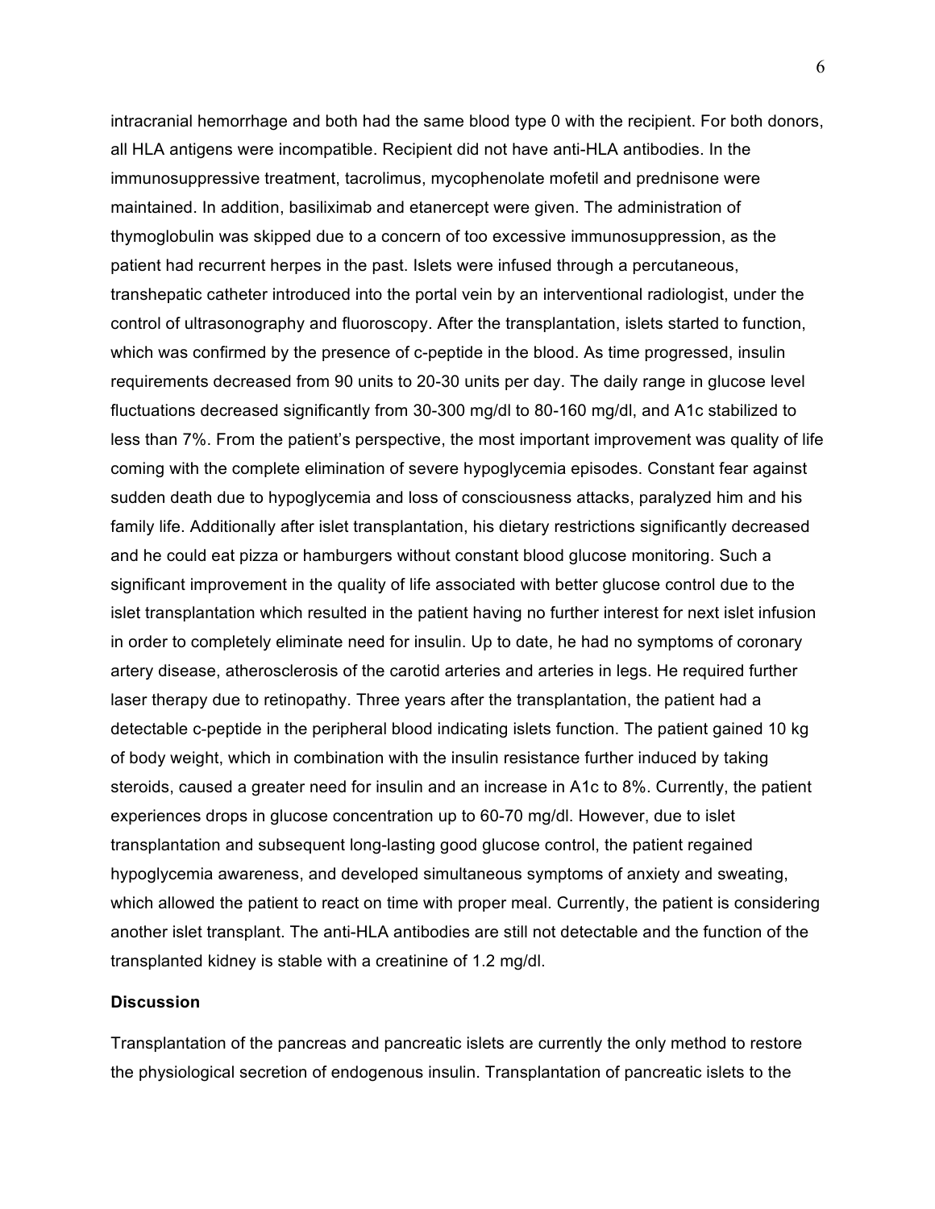intracranial hemorrhage and both had the same blood type 0 with the recipient. For both donors, all HLA antigens were incompatible. Recipient did not have anti-HLA antibodies. In the immunosuppressive treatment, tacrolimus, mycophenolate mofetil and prednisone were maintained. In addition, basiliximab and etanercept were given. The administration of thymoglobulin was skipped due to a concern of too excessive immunosuppression, as the patient had recurrent herpes in the past. Islets were infused through a percutaneous, transhepatic catheter introduced into the portal vein by an interventional radiologist, under the control of ultrasonography and fluoroscopy. After the transplantation, islets started to function, which was confirmed by the presence of c-peptide in the blood. As time progressed, insulin requirements decreased from 90 units to 20-30 units per day. The daily range in glucose level fluctuations decreased significantly from 30-300 mg/dl to 80-160 mg/dl, and A1c stabilized to less than 7%. From the patient's perspective, the most important improvement was quality of life coming with the complete elimination of severe hypoglycemia episodes. Constant fear against sudden death due to hypoglycemia and loss of consciousness attacks, paralyzed him and his family life. Additionally after islet transplantation, his dietary restrictions significantly decreased and he could eat pizza or hamburgers without constant blood glucose monitoring. Such a significant improvement in the quality of life associated with better glucose control due to the islet transplantation which resulted in the patient having no further interest for next islet infusion in order to completely eliminate need for insulin. Up to date, he had no symptoms of coronary artery disease, atherosclerosis of the carotid arteries and arteries in legs. He required further laser therapy due to retinopathy. Three years after the transplantation, the patient had a detectable c-peptide in the peripheral blood indicating islets function. The patient gained 10 kg of body weight, which in combination with the insulin resistance further induced by taking steroids, caused a greater need for insulin and an increase in A1c to 8%. Currently, the patient experiences drops in glucose concentration up to 60-70 mg/dl. However, due to islet transplantation and subsequent long-lasting good glucose control, the patient regained hypoglycemia awareness, and developed simultaneous symptoms of anxiety and sweating, which allowed the patient to react on time with proper meal. Currently, the patient is considering another islet transplant. The anti-HLA antibodies are still not detectable and the function of the transplanted kidney is stable with a creatinine of 1.2 mg/dl.

## Discussion

Transplantation of the pancreas and pancreatic islets are currently the only method to restore the physiological secretion of endogenous insulin. Transplantation of pancreatic islets to the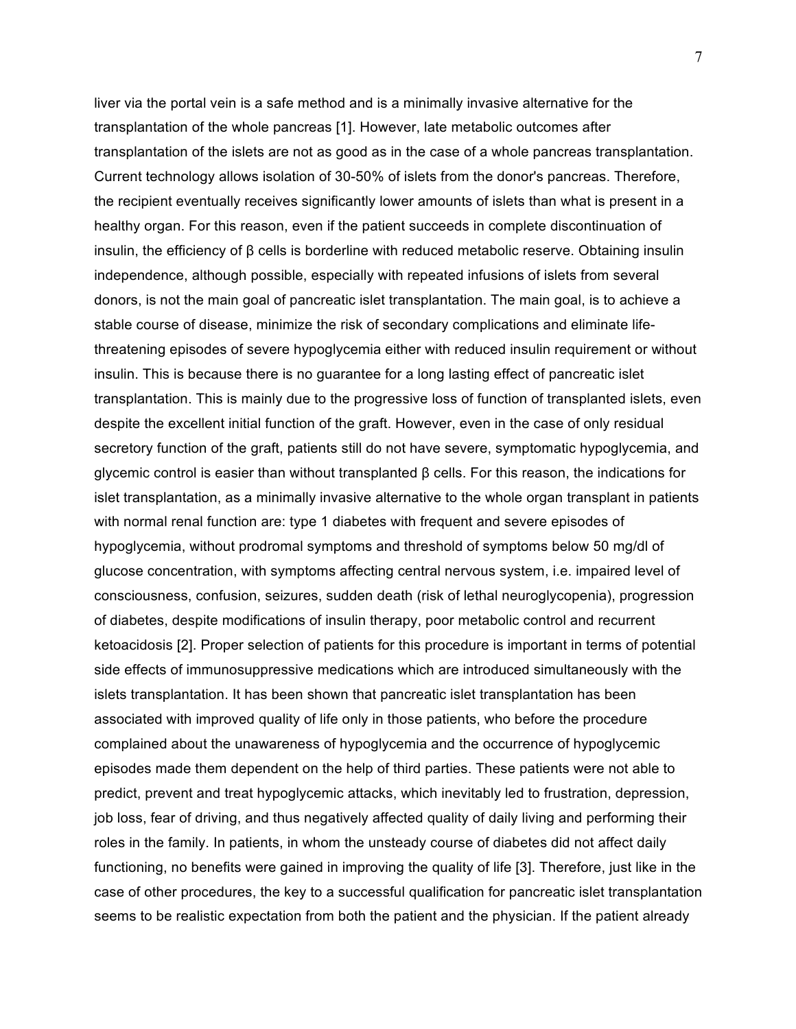liver via the portal vein is a safe method and is a minimally invasive alternative for the transplantation of the whole pancreas [1]. However, late metabolic outcomes after transplantation of the islets are not as good as in the case of a whole pancreas transplantation. Current technology allows isolation of 30-50% of islets from the donor's pancreas. Therefore, the recipient eventually receives significantly lower amounts of islets than what is present in a healthy organ. For this reason, even if the patient succeeds in complete discontinuation of insulin, the efficiency of β cells is borderline with reduced metabolic reserve. Obtaining insulin independence, although possible, especially with repeated infusions of islets from several donors, is not the main goal of pancreatic islet transplantation. The main goal, is to achieve a stable course of disease, minimize the risk of secondary complications and eliminate life-threatening episodes of severe hypoglycemia either with reduced insulin requirement or without insulin. This is because there is no guarantee for a long lasting effect of pancreatic islet transplantation. This is mainly due to the progressive loss of function of transplanted islets, even despite the excellent initial function of the graft. However, even in the case of only residual secretory function of the graft, patients still do not have severe, symptomatic hypoglycemia, and glycemic control is easier than without transplanted β cells. For this reason, the indications for islet transplantation, as a minimally invasive alternative to the whole organ transplant in patients with normal renal function are: type 1 diabetes with frequent and severe episodes of hypoglycemia, without prodromal symptoms and threshold of symptoms below 50 mg/dl of glucose concentration, with symptoms affecting central nervous system, i.e. impaired level of consciousness, confusion, seizures, sudden death (risk of lethal neuroglycopenia), progression of diabetes, despite modifications of insulin therapy, poor metabolic control and recurrent ketoacidosis [2]. Proper selection of patients for this procedure is important in terms of potential side effects of immunosuppressive medications which are introduced simultaneously with the islets transplantation. It has been shown that pancreatic islet transplantation has been associated with improved quality of life only in those patients, who before the procedure complained about the unawareness of hypoglycemia and the occurrence of hypoglycemic episodes made them dependent on the help of third parties. These patients were not able to predict, prevent and treat hypoglycemic attacks, which inevitably led to frustration, depression, job loss, fear of driving, and thus negatively affected quality of daily living and performing their roles in the family. In patients, in whom the unsteady course of diabetes did not affect daily functioning, no benefits were gained in improving the quality of life [3]. Therefore, just like in the case of other procedures, the key to a successful qualification for pancreatic islet transplantation seems to be realistic expectation from both the patient and the physician. If the patient already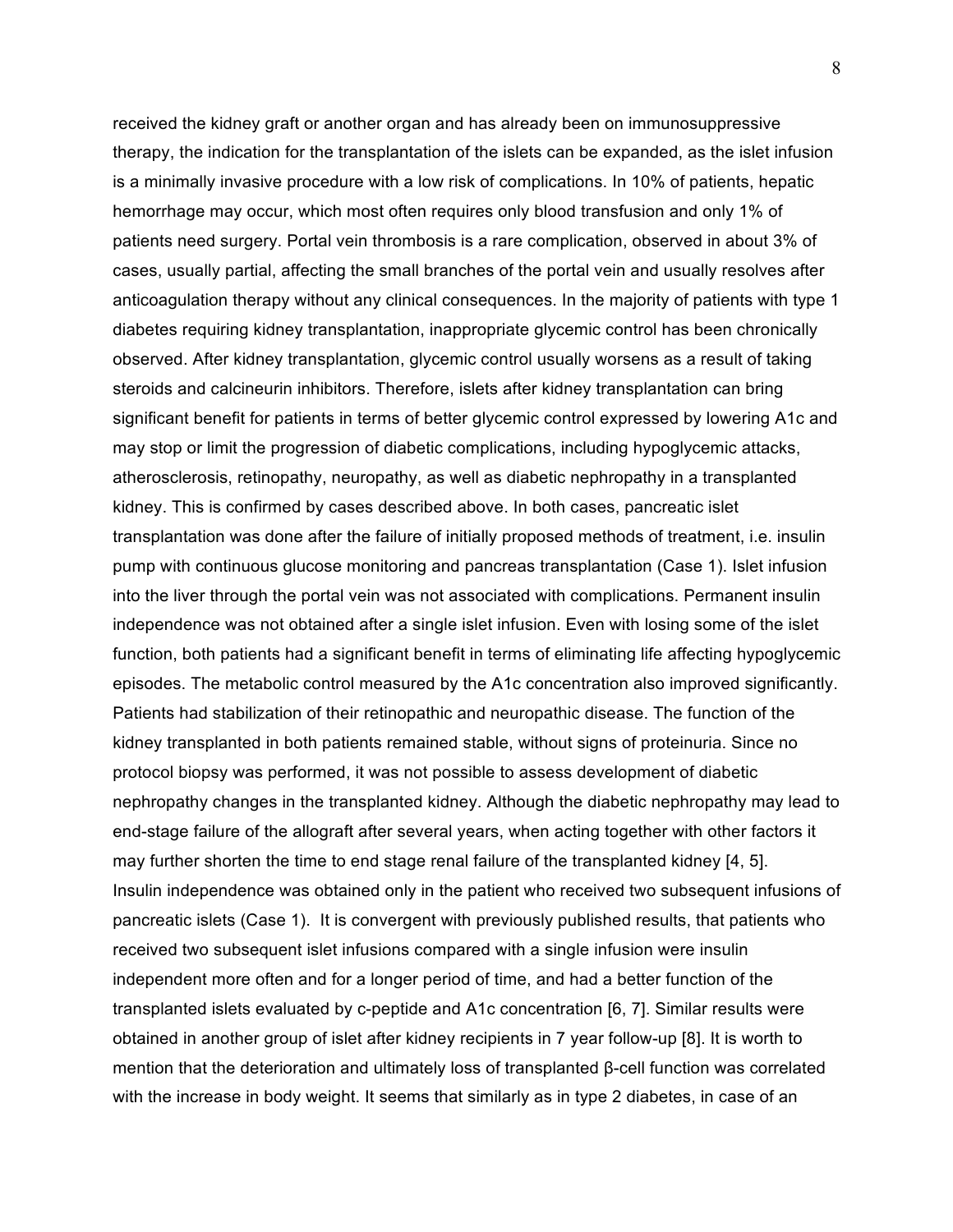received the kidney graft or another organ and has already been on immunosuppressive therapy, the indication for the transplantation of the islets can be expanded, as the islet infusion is a minimally invasive procedure with a low risk of complications. In 10% of patients, hepatic hemorrhage may occur, which most often requires only blood transfusion and only 1% of patients need surgery. Portal vein thrombosis is a rare complication, observed in about 3% of cases, usually partial, affecting the small branches of the portal vein and usually resolves after anticoagulation therapy without any clinical consequences. In the majority of patients with type 1 diabetes requiring kidney transplantation, inappropriate glycemic control has been chronically observed. After kidney transplantation, glycemic control usually worsens as a result of taking steroids and calcineurin inhibitors. Therefore, islets after kidney transplantation can bring significant benefit for patients in terms of better glycemic control expressed by lowering A1c and may stop or limit the progression of diabetic complications, including hypoglycemic attacks, atherosclerosis, retinopathy, neuropathy, as well as diabetic nephropathy in a transplanted kidney. This is confirmed by cases described above. In both cases, pancreatic islet transplantation was done after the failure of initially proposed methods of treatment, i.e. insulin pump with continuous glucose monitoring and pancreas transplantation (Case 1). Islet infusion into the liver through the portal vein was not associated with complications. Permanent insulin independence was not obtained after a single islet infusion. Even with losing some of the islet function, both patients had a significant benefit in terms of eliminating life affecting hypoglycemic episodes. The metabolic control measured by the A1c concentration also improved significantly. Patients had stabilization of their retinopathic and neuropathic disease. The function of the kidney transplanted in both patients remained stable, without signs of proteinuria. Since no protocol biopsy was performed, it was not possible to assess development of diabetic nephropathy changes in the transplanted kidney. Although the diabetic nephropathy may lead to end-stage failure of the allograft after several years, when acting together with other factors it may further shorten the time to end stage renal failure of the transplanted kidney [4, 5]. Insulin independence was obtained only in the patient who received two subsequent infusions of pancreatic islets (Case 1). It is convergent with previously published results, that patients who received two subsequent islet infusions compared with a single infusion were insulin independent more often and for a longer period of time, and had a better function of the transplanted islets evaluated by c-peptide and A1c concentration [6, 7]. Similar results were obtained in another group of islet after kidney recipients in 7 year follow-up [8]. It is worth to mention that the deterioration and ultimately loss of transplanted β-cell function was correlated with the increase in body weight. It seems that similarly as in type 2 diabetes, in case of an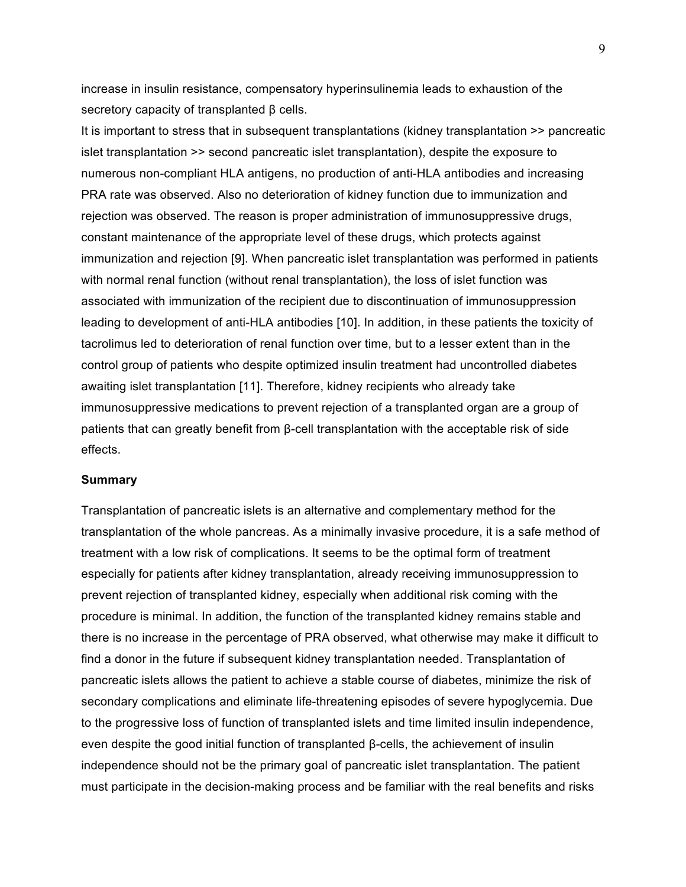increase in insulin resistance, compensatory hyperinsulinemia leads to exhaustion of the secretory capacity of transplanted β cells.

It is important to stress that in subsequent transplantations (kidney transplantation >> pancreatic islet transplantation >> second pancreatic islet transplantation), despite the exposure to numerous non-compliant HLA antigens, no production of anti-HLA antibodies and increasing PRA rate was observed. Also no deterioration of kidney function due to immunization and rejection was observed. The reason is proper administration of immunosuppressive drugs, constant maintenance of the appropriate level of these drugs, which protects against immunization and rejection [9]. When pancreatic islet transplantation was performed in patients with normal renal function (without renal transplantation), the loss of islet function was associated with immunization of the recipient due to discontinuation of immunosuppression leading to development of anti-HLA antibodies [10]. In addition, in these patients the toxicity of tacrolimus led to deterioration of renal function over time, but to a lesser extent than in the control group of patients who despite optimized insulin treatment had uncontrolled diabetes awaiting islet transplantation [11]. Therefore, kidney recipients who already take immunosuppressive medications to prevent rejection of a transplanted organ are a group of patients that can greatly benefit from β-cell transplantation with the acceptable risk of side effects.

### Summary

Transplantation of pancreatic islets is an alternative and complementary method for the transplantation of the whole pancreas. As a minimally invasive procedure, it is a safe method of treatment with a low risk of complications. It seems to be the optimal form of treatment especially for patients after kidney transplantation, already receiving immunosuppression to prevent rejection of transplanted kidney, especially when additional risk coming with the procedure is minimal. In addition, the function of the transplanted kidney remains stable and there is no increase in the percentage of PRA observed, what otherwise may make it difficult to find a donor in the future if subsequent kidney transplantation needed. Transplantation of pancreatic islets allows the patient to achieve a stable course of diabetes, minimize the risk of secondary complications and eliminate life-threatening episodes of severe hypoglycemia. Due to the progressive loss of function of transplanted islets and time limited insulin independence, even despite the good initial function of transplanted β-cells, the achievement of insulin independence should not be the primary goal of pancreatic islet transplantation. The patient must participate in the decision-making process and be familiar with the real benefits and risks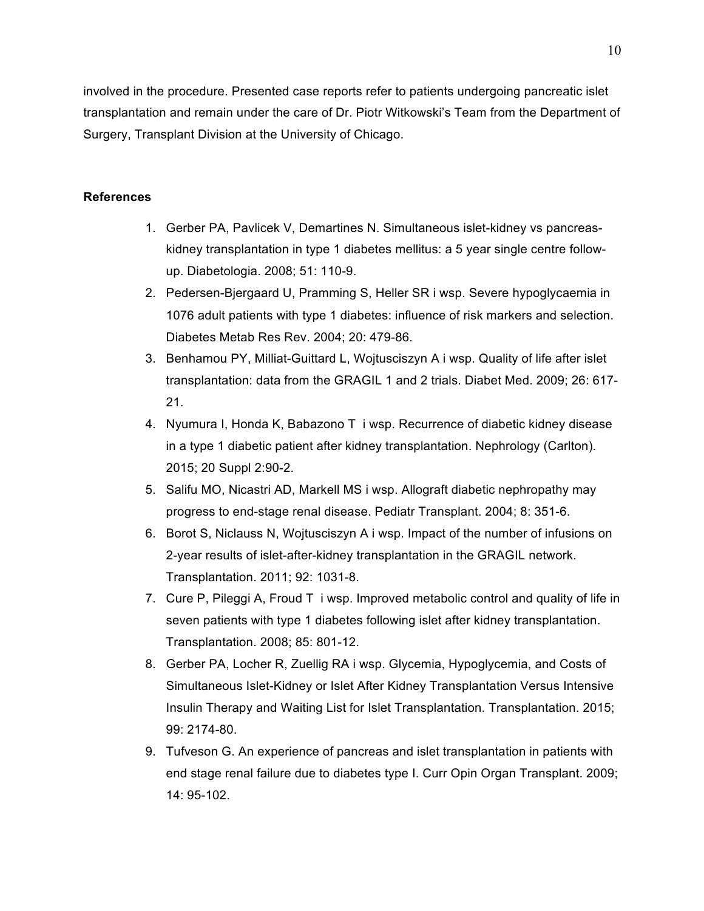involved in the procedure. Presented case reports refer to patients undergoing pancreatic islet transplantation and remain under the care of Dr. Piotr Witkowski's Team from the Department of Surgery, Transplant Division at the University of Chicago.

## References

1. Gerber PA, Pavlicek V, Demartines N. Simultaneous islet-kidney vs pancreas-kidney transplantation in type 1 diabetes mellitus: a 5 year single centre follow-up. Diabetologia. 2008; 51: 110-9.
2. Pedersen-Bjergaard U, Pramming S, Heller SR i wsp. Severe hypoglycaemia in 1076 adult patients with type 1 diabetes: influence of risk markers and selection. Diabetes Metab Res Rev. 2004; 20: 479-86.
3. Benhamou PY, Milliat-Guittard L, Wojtusciszyn A i wsp. Quality of life after islet transplantation: data from the GRAGIL 1 and 2 trials. Diabet Med. 2009; 26: 617-21.
4. Nyumura I, Honda K, Babazono T i wsp. Recurrence of diabetic kidney disease in a type 1 diabetic patient after kidney transplantation. Nephrology (Carlton). 2015; 20 Suppl 2:90-2.
5. Salifu MO, Nicastri AD, Markell MS i wsp. Allograft diabetic nephropathy may progress to end-stage renal disease. Pediatr Transplant. 2004; 8: 351-6.
6. Borot S, Niclauss N, Wojtusciszyn A i wsp. Impact of the number of infusions on 2-year results of islet-after-kidney transplantation in the GRAGIL network. Transplantation. 2011; 92: 1031-8.
7. Cure P, Pileggi A, Froud T i wsp. Improved metabolic control and quality of life in seven patients with type 1 diabetes following islet after kidney transplantation. Transplantation. 2008; 85: 801-12.
8. Gerber PA, Locher R, Zuellig RA i wsp. Glycemia, Hypoglycemia, and Costs of Simultaneous Islet-Kidney or Islet After Kidney Transplantation Versus Intensive Insulin Therapy and Waiting List for Islet Transplantation. Transplantation. 2015; 99: 2174-80.
9. Tufveson G. An experience of pancreas and islet transplantation in patients with end stage renal failure due to diabetes type I. Curr Opin Organ Transplant. 2009; 14: 95-102.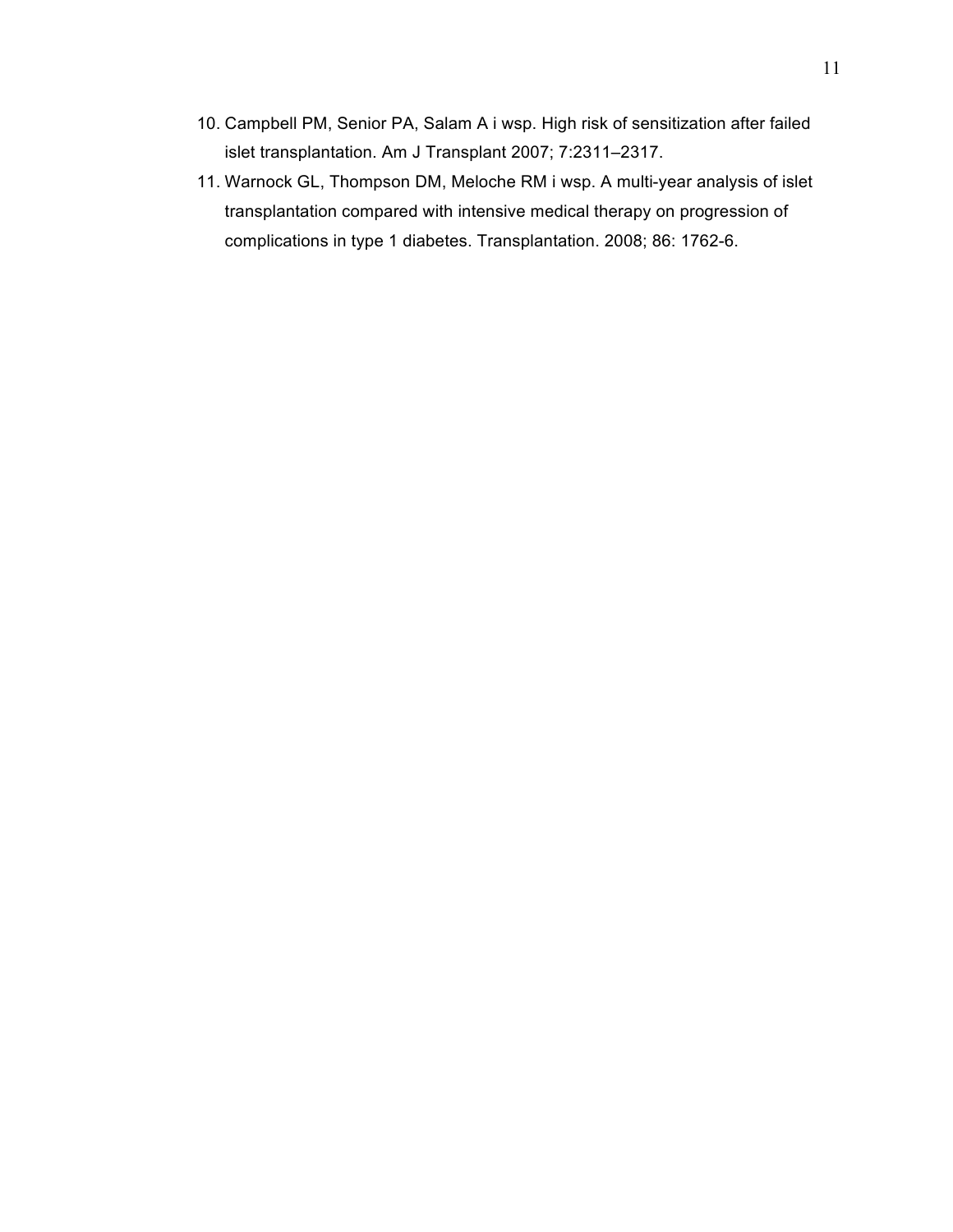10. Campbell PM, Senior PA, Salam A i wsp. High risk of sensitization after failed islet transplantation. Am J Transplant 2007; 7:2311–2317.
11. Warnock GL, Thompson DM, Meloche RM i wsp. A multi-year analysis of islet transplantation compared with intensive medical therapy on progression of complications in type 1 diabetes. Transplantation. 2008; 86: 1762-6.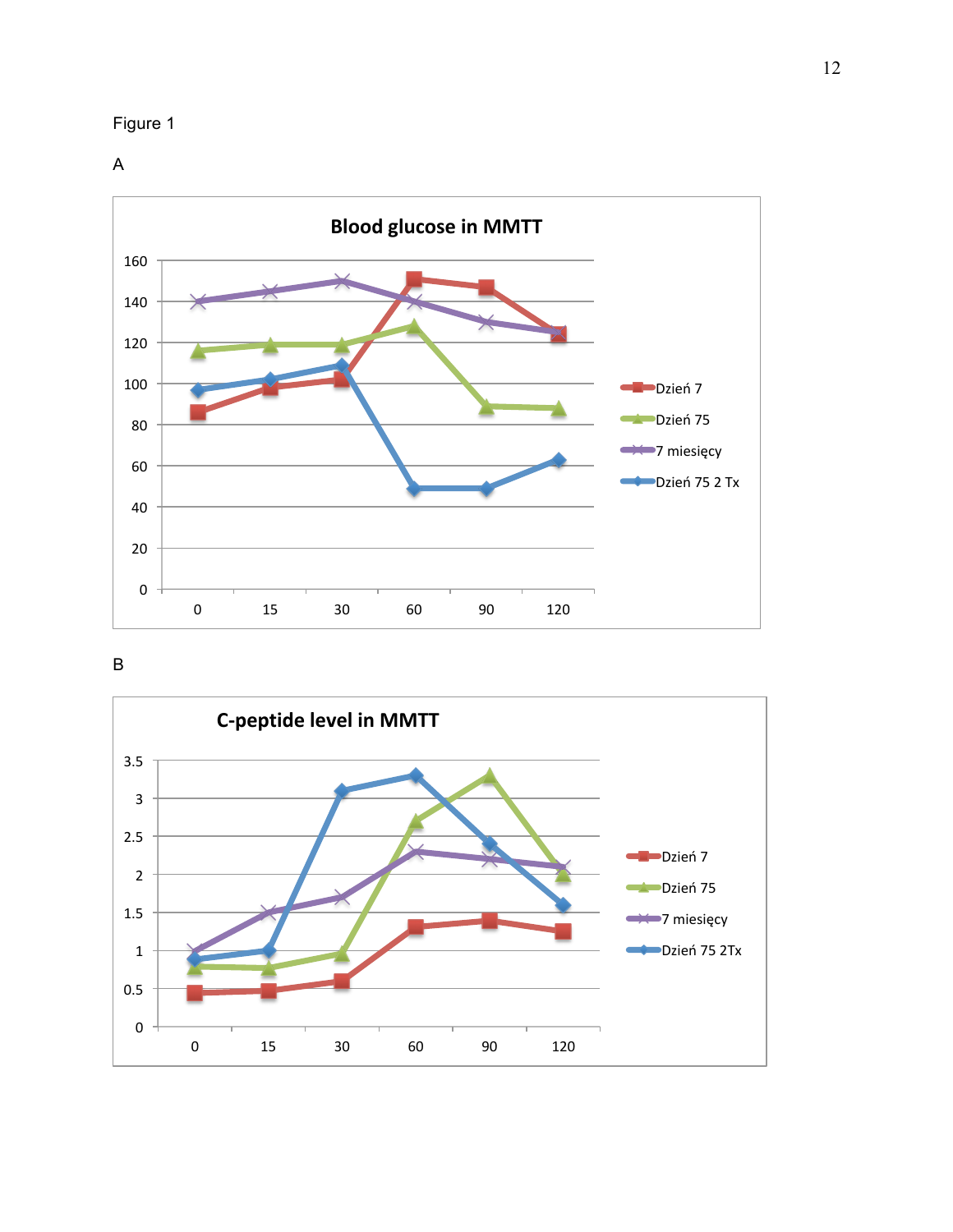Figure 1

A

Blood glucose in MMTT

160
140
120
100
80
60
40
20
0

0 15 30 60 90 120

Dzień 7
Dzień 75
7 miesięcy
Dzień 75 2 Tx

B

C-peptide level in MMTT

3.5
3
2.5
2
1.5
1
0.5
0

0 15 30 60 90 120

Dzień 7
Dzień 75
7 miesięcy
Dzień 75 2Tx